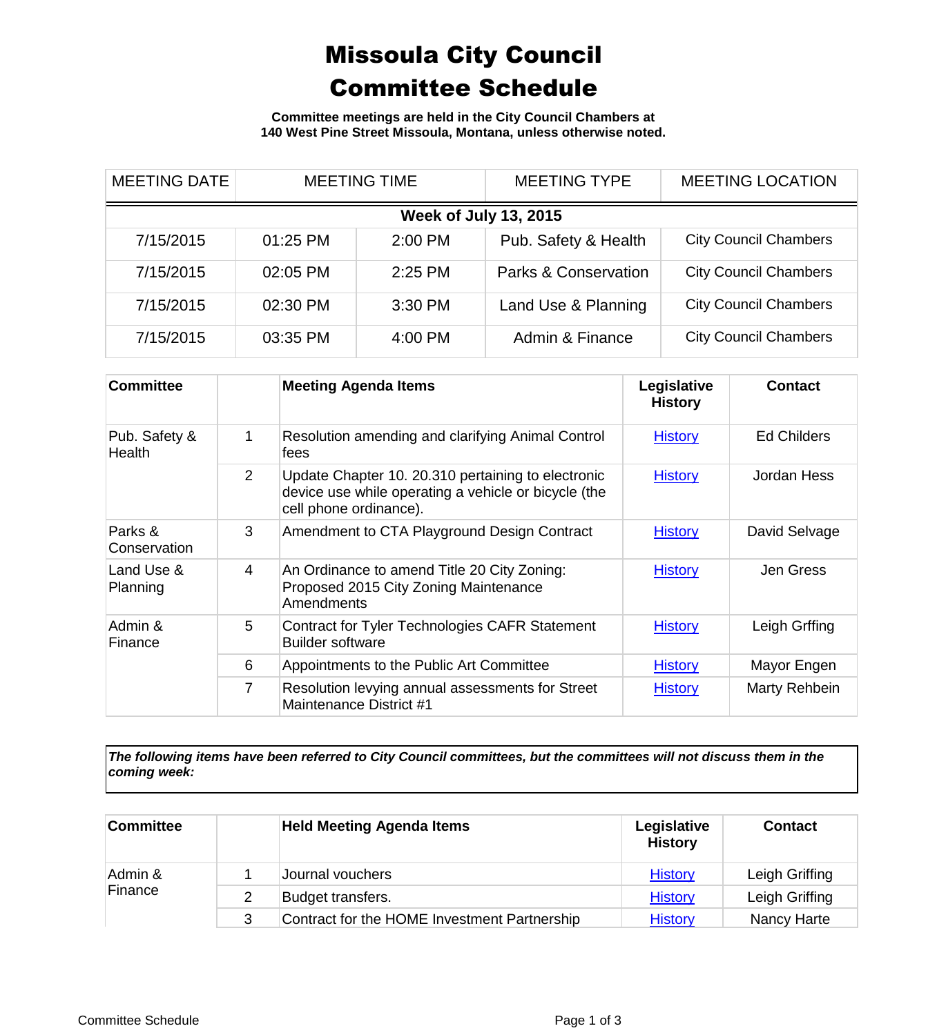# Missoula City Council Committee Schedule

**Committee meetings are held in the City Council Chambers at 140 West Pine Street Missoula, Montana, unless otherwise noted.**

| MEETING DATE | MEETING TIME | | MEETING TYPE | MEETING LOCATION |
|---|---|---|---|---|
| **Week of July 13, 2015** | | | | |
| 7/15/2015 | 01:25 PM | 2:00 PM | Pub. Safety & Health | City Council Chambers |
| 7/15/2015 | 02:05 PM | 2:25 PM | Parks & Conservation | City Council Chambers |
| 7/15/2015 | 02:30 PM | 3:30 PM | Land Use & Planning | City Council Chambers |
| 7/15/2015 | 03:35 PM | 4:00 PM | Admin & Finance | City Council Chambers |

| Committee | | Meeting Agenda Items | Legislative History | Contact |
|---|---|---|---|---|
| Pub. Safety & Health | 1 | Resolution amending and clarifying Animal Control fees | History | Ed Childers |
| | 2 | Update Chapter 10. 20.310 pertaining to electronic device use while operating a vehicle or bicycle (the cell phone ordinance). | History | Jordan Hess |
| Parks & Conservation | 3 | Amendment to CTA Playground Design Contract | History | David Selvage |
| Land Use & Planning | 4 | An Ordinance to amend Title 20 City Zoning: Proposed 2015 City Zoning Maintenance Amendments | History | Jen Gress |
| Admin & Finance | 5 | Contract for Tyler Technologies CAFR Statement Builder software | History | Leigh Grffing |
| | 6 | Appointments to the Public Art Committee | History | Mayor Engen |
| | 7 | Resolution levying annual assessments for Street Maintenance District #1 | History | Marty Rehbein |

***The following items have been referred to City Council committees, but the committees will not discuss them in the coming week:***

| Committee | | Held Meeting Agenda Items | Legislative History | Contact |
|---|---|---|---|---|
| Admin & Finance | 1 | Journal vouchers | History | Leigh Griffing |
| | 2 | Budget transfers. | History | Leigh Griffing |
| | 3 | Contract for the HOME Investment Partnership | History | Nancy Harte |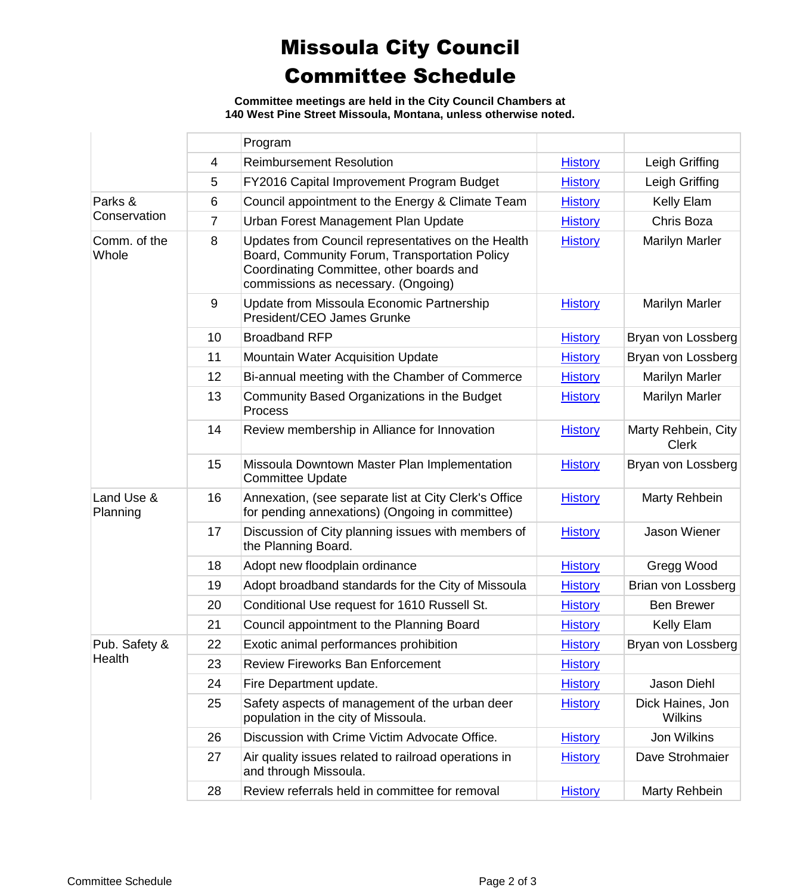# Missoula City Council Committee Schedule

**Committee meetings are held in the City Council Chambers at 140 West Pine Street Missoula, Montana, unless otherwise noted.**

| | | | | |
|---|---|---|---|---|
| | | Program | | |
| | 4 | Reimbursement Resolution | History | Leigh Griffing |
| | 5 | FY2016 Capital Improvement Program Budget | History | Leigh Griffing |
| Parks & Conservation | 6 | Council appointment to the Energy & Climate Team | History | Kelly Elam |
| | 7 | Urban Forest Management Plan Update | History | Chris Boza |
| Comm. of the Whole | 8 | Updates from Council representatives on the Health Board, Community Forum, Transportation Policy Coordinating Committee, other boards and commissions as necessary. (Ongoing) | History | Marilyn Marler |
| | 9 | Update from Missoula Economic Partnership President/CEO James Grunke | History | Marilyn Marler |
| | 10 | Broadband RFP | History | Bryan von Lossberg |
| | 11 | Mountain Water Acquisition Update | History | Bryan von Lossberg |
| | 12 | Bi-annual meeting with the Chamber of Commerce | History | Marilyn Marler |
| | 13 | Community Based Organizations in the Budget Process | History | Marilyn Marler |
| | 14 | Review membership in Alliance for Innovation | History | Marty Rehbein, City Clerk |
| | 15 | Missoula Downtown Master Plan Implementation Committee Update | History | Bryan von Lossberg |
| Land Use & Planning | 16 | Annexation, (see separate list at City Clerk's Office for pending annexations) (Ongoing in committee) | History | Marty Rehbein |
| | 17 | Discussion of City planning issues with members of the Planning Board. | History | Jason Wiener |
| | 18 | Adopt new floodplain ordinance | History | Gregg Wood |
| | 19 | Adopt broadband standards for the City of Missoula | History | Brian von Lossberg |
| | 20 | Conditional Use request for 1610 Russell St. | History | Ben Brewer |
| | 21 | Council appointment to the Planning Board | History | Kelly Elam |
| Pub. Safety & Health | 22 | Exotic animal performances prohibition | History | Bryan von Lossberg |
| | 23 | Review Fireworks Ban Enforcement | History | |
| | 24 | Fire Department update. | History | Jason Diehl |
| | 25 | Safety aspects of management of the urban deer population in the city of Missoula. | History | Dick Haines, Jon Wilkins |
| | 26 | Discussion with Crime Victim Advocate Office. | History | Jon Wilkins |
| | 27 | Air quality issues related to railroad operations in and through Missoula. | History | Dave Strohmaier |
| | 28 | Review referrals held in committee for removal | History | Marty Rehbein |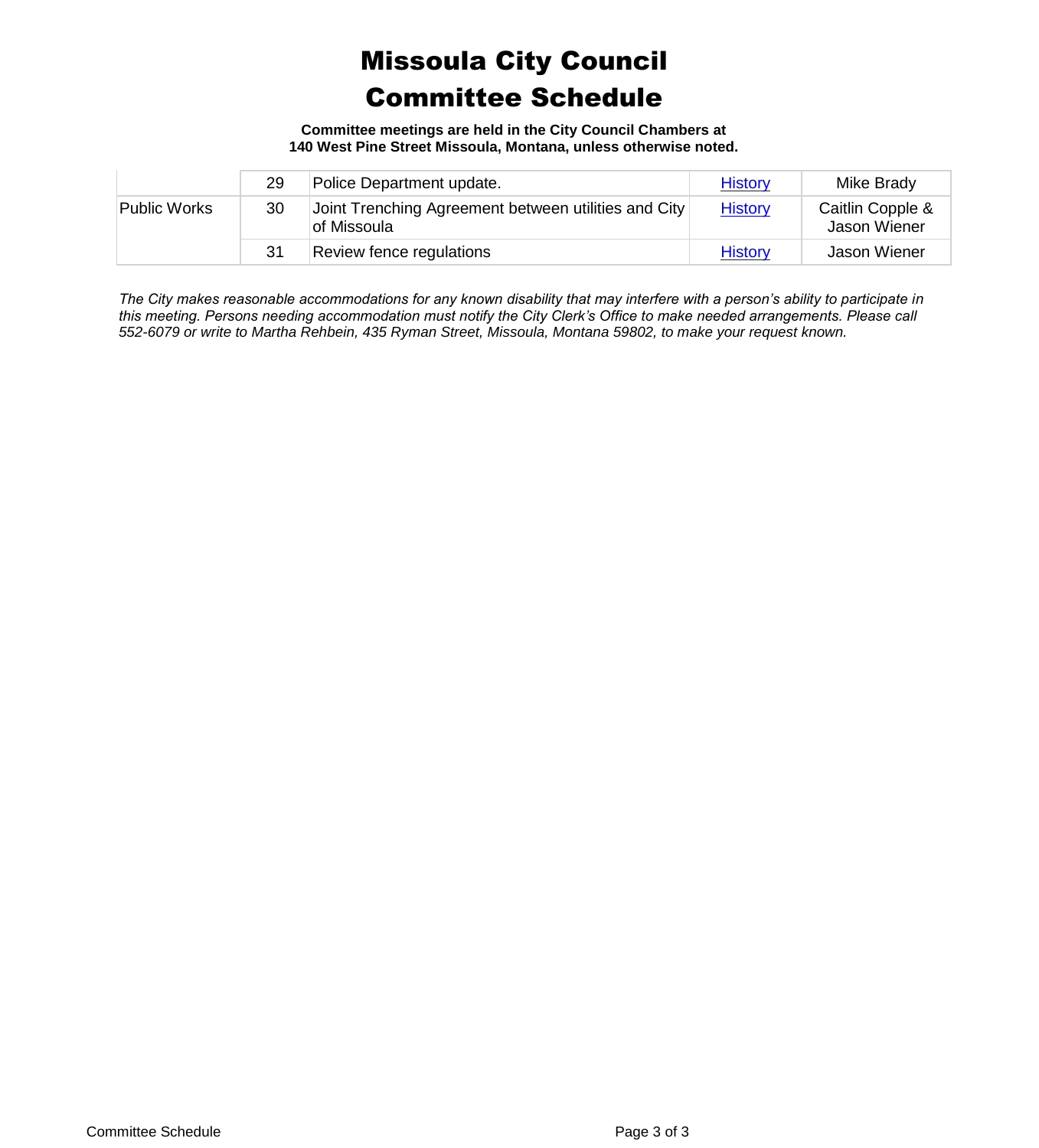# Missoula City Council Committee Schedule

**Committee meetings are held in the City Council Chambers at 140 West Pine Street Missoula, Montana, unless otherwise noted.**

| | | | | |
|---|---|---|---|---|
| | 29 | Police Department update. | History | Mike Brady |
| Public Works | 30 | Joint Trenching Agreement between utilities and City of Missoula | History | Caitlin Copple & Jason Wiener |
| | 31 | Review fence regulations | History | Jason Wiener |

*The City makes reasonable accommodations for any known disability that may interfere with a person's ability to participate in this meeting. Persons needing accommodation must notify the City Clerk's Office to make needed arrangements. Please call 552-6079 or write to Martha Rehbein, 435 Ryman Street, Missoula, Montana 59802, to make your request known.*